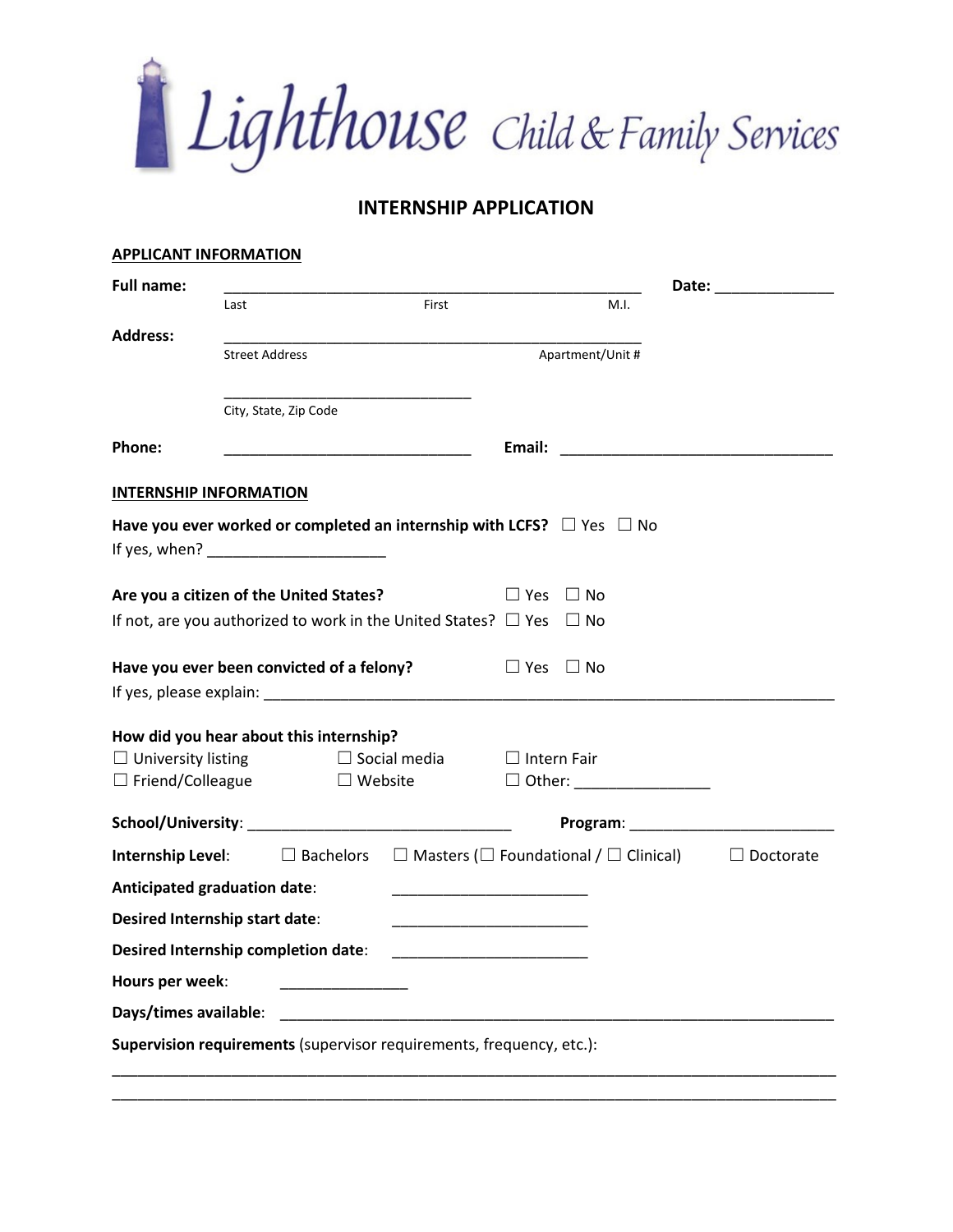# Lighthouse Child & Family Services

## INTERNSHIP APPLICATION

**APPLICANT INFORMATION**

**Full name:** ____________________________________________________ **Date:** ______________
Last First M.I.

**Address:** ____________________________________________________
Street Address Apartment/Unit #

________________________________
City, State, Zip Code

**Phone:** ________________________________ **Email:** __________________________________

**INTERNSHIP INFORMATION**

**Have you ever worked or completed an internship with LCFS?** ☐ Yes ☐ No
If yes, when? ______________________

**Are you a citizen of the United States?** ☐ Yes ☐ No
If not, are you authorized to work in the United States? ☐ Yes ☐ No

**Have you ever been convicted of a felony?** ☐ Yes ☐ No
If yes, please explain: ______________________________________________________________________

**How did you hear about this internship?**
☐ University listing ☐ Social media ☐ Intern Fair
☐ Friend/Colleague ☐ Website ☐ Other: ________________

**School/University**: _________________________________ **Program**: _________________________

**Internship Level**: ☐ Bachelors ☐ Masters (☐ Foundational / ☐ Clinical) ☐ Doctorate

**Anticipated graduation date**: ________________________

**Desired Internship start date**: ________________________

**Desired Internship completion date**: ________________________

**Hours per week**: ________________

**Days/times available**: ____________________________________________________________________

**Supervision requirements** (supervisor requirements, frequency, etc.):

___________________________________________________________________________________________

___________________________________________________________________________________________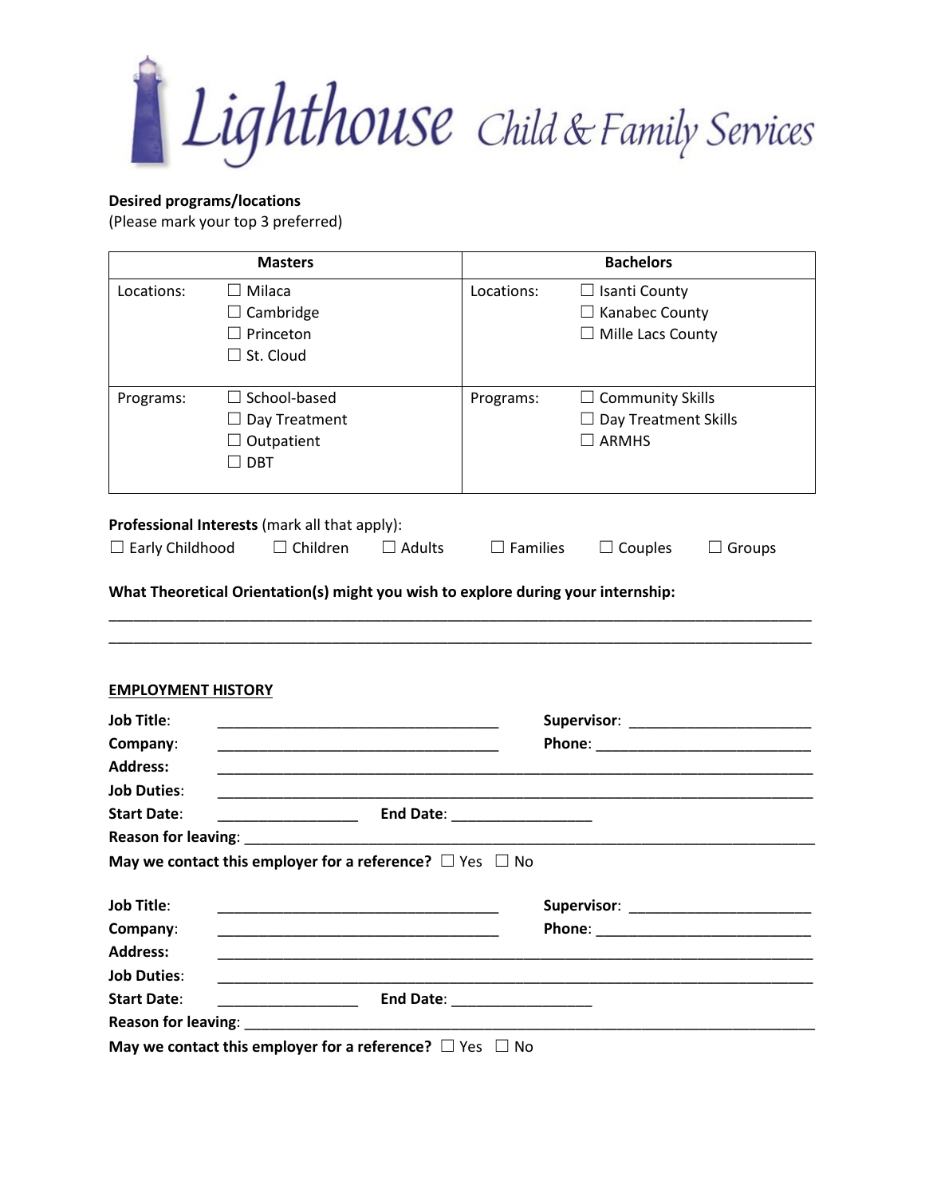Lighthouse Child & Family Services

**Desired programs/locations**
(Please mark your top 3 preferred)

| Masters | | Bachelors | |
|---|---|---|---|
| Locations: | ☐ Milaca<br>☐ Cambridge<br>☐ Princeton<br>☐ St. Cloud | Locations: | ☐ Isanti County<br>☐ Kanabec County<br>☐ Mille Lacs County |
| Programs: | ☐ School-based<br>☐ Day Treatment<br>☐ Outpatient<br>☐ DBT | Programs: | ☐ Community Skills<br>☐ Day Treatment Skills<br>☐ ARMHS |

**Professional Interests** (mark all that apply):
☐ Early Childhood ☐ Children ☐ Adults ☐ Families ☐ Couples ☐ Groups

**What Theoretical Orientation(s) might you wish to explore during your internship:**
_______________________________________________________________________________
_______________________________________________________________________________

**EMPLOYMENT HISTORY**

**Job Title**: ________________________________ **Supervisor**: ____________________
**Company**: ________________________________ **Phone**: ________________________
**Address:** ___________________________________________________________________
**Job Duties**: _________________________________________________________________
**Start Date**: ________________ **End Date**: ________________
**Reason for leaving**: ____________________________________________________________
**May we contact this employer for a reference?** ☐ Yes ☐ No

**Job Title**: ________________________________ **Supervisor**: ____________________
**Company**: ________________________________ **Phone**: ________________________
**Address:** ___________________________________________________________________
**Job Duties**: _________________________________________________________________
**Start Date**: ________________ **End Date**: ________________
**Reason for leaving**: ____________________________________________________________
**May we contact this employer for a reference?** ☐ Yes ☐ No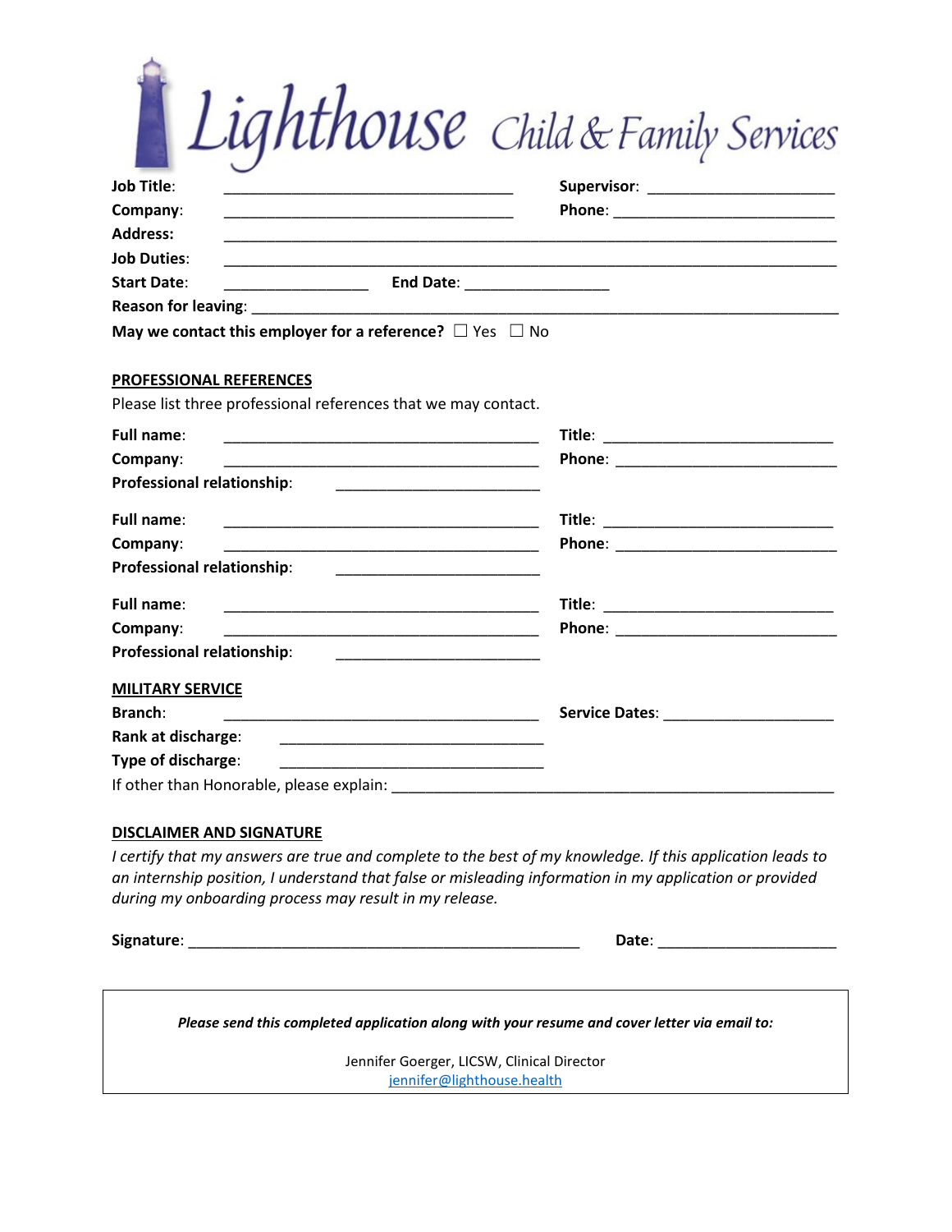Lighthouse Child & Family Services

**Job Title**: ________________________________ **Supervisor**: ____________________
**Company**: ________________________________ **Phone**: ________________________
**Address**: ______________________________________________________________
**Job Duties**: ______________________________________________________________
**Start Date**: ________________ **End Date**: ________________
**Reason for leaving**: ______________________________________________________________
**May we contact this employer for a reference?** ☐ Yes ☐ No

## PROFESSIONAL REFERENCES

Please list three professional references that we may contact.

**Full name**: ____________________________________ **Title**: _________________________
**Company**: ____________________________________ **Phone**: _________________________
**Professional relationship**: _______________________

**Full name**: ____________________________________ **Title**: _________________________
**Company**: ____________________________________ **Phone**: _________________________
**Professional relationship**: _______________________

**Full name**: ____________________________________ **Title**: _________________________
**Company**: ____________________________________ **Phone**: _________________________
**Professional relationship**: _______________________

## MILITARY SERVICE

**Branch**: ____________________________________ **Service Dates**: ___________________
**Rank at discharge**: ______________________________
**Type of discharge**: ______________________________
If other than Honorable, please explain: __________________________________________________

## DISCLAIMER AND SIGNATURE

*I certify that my answers are true and complete to the best of my knowledge. If this application leads to an internship position, I understand that false or misleading information in my application or provided during my onboarding process may result in my release.*

**Signature**: _____________________________________________ **Date**: ____________________

***Please send this completed application along with your resume and cover letter via email to:***

Jennifer Goerger, LICSW, Clinical Director
jennifer@lighthouse.health